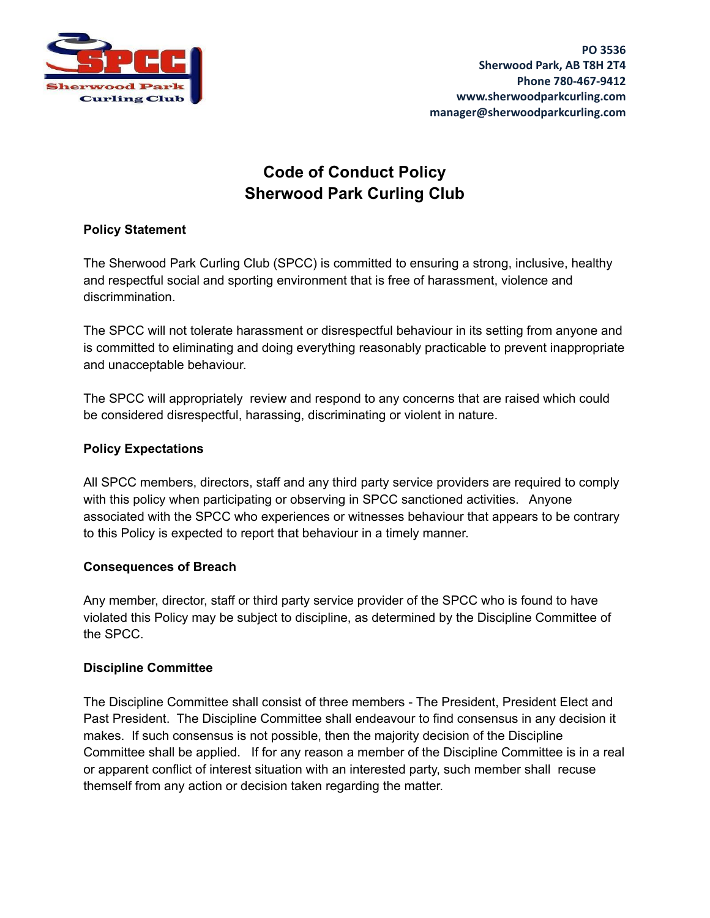PO 3536
Sherwood Park, AB T8H 2T4
Phone 780-467-9412
www.sherwoodparkcurling.com
manager@sherwoodparkcurling.com

# Code of Conduct Policy
# Sherwood Park Curling Club

**Policy Statement**

The Sherwood Park Curling Club (SPCC) is committed to ensuring a strong, inclusive, healthy and respectful social and sporting environment that is free of harassment, violence and discrimmination.

The SPCC will not tolerate harassment or disrespectful behaviour in its setting from anyone and is committed to eliminating and doing everything reasonably practicable to prevent inappropriate and unacceptable behaviour.

The SPCC will appropriately review and respond to any concerns that are raised which could be considered disrespectful, harassing, discriminating or violent in nature.

**Policy Expectations**

All SPCC members, directors, staff and any third party service providers are required to comply with this policy when participating or observing in SPCC sanctioned activities. Anyone associated with the SPCC who experiences or witnesses behaviour that appears to be contrary to this Policy is expected to report that behaviour in a timely manner.

**Consequences of Breach**

Any member, director, staff or third party service provider of the SPCC who is found to have violated this Policy may be subject to discipline, as determined by the Discipline Committee of the SPCC.

**Discipline Committee**

The Discipline Committee shall consist of three members - The President, President Elect and Past President. The Discipline Committee shall endeavour to find consensus in any decision it makes. If such consensus is not possible, then the majority decision of the Discipline Committee shall be applied. If for any reason a member of the Discipline Committee is in a real or apparent conflict of interest situation with an interested party, such member shall recuse themself from any action or decision taken regarding the matter.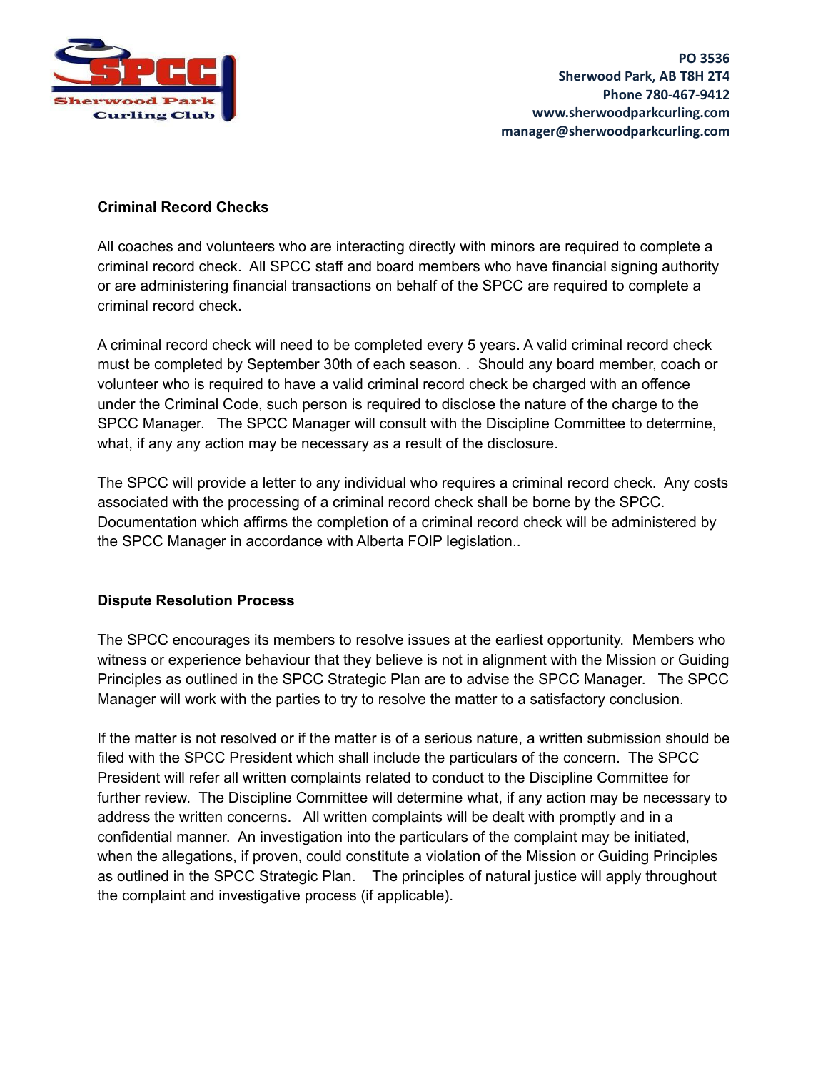**Criminal Record Checks**

All coaches and volunteers who are interacting directly with minors are required to complete a criminal record check. All SPCC staff and board members who have financial signing authority or are administering financial transactions on behalf of the SPCC are required to complete a criminal record check.

A criminal record check will need to be completed every 5 years. A valid criminal record check must be completed by September 30th of each season. . Should any board member, coach or volunteer who is required to have a valid criminal record check be charged with an offence under the Criminal Code, such person is required to disclose the nature of the charge to the SPCC Manager. The SPCC Manager will consult with the Discipline Committee to determine, what, if any any action may be necessary as a result of the disclosure.

The SPCC will provide a letter to any individual who requires a criminal record check. Any costs associated with the processing of a criminal record check shall be borne by the SPCC. Documentation which affirms the completion of a criminal record check will be administered by the SPCC Manager in accordance with Alberta FOIP legislation..

**Dispute Resolution Process**

The SPCC encourages its members to resolve issues at the earliest opportunity. Members who witness or experience behaviour that they believe is not in alignment with the Mission or Guiding Principles as outlined in the SPCC Strategic Plan are to advise the SPCC Manager. The SPCC Manager will work with the parties to try to resolve the matter to a satisfactory conclusion.

If the matter is not resolved or if the matter is of a serious nature, a written submission should be filed with the SPCC President which shall include the particulars of the concern. The SPCC President will refer all written complaints related to conduct to the Discipline Committee for further review. The Discipline Committee will determine what, if any action may be necessary to address the written concerns. All written complaints will be dealt with promptly and in a confidential manner. An investigation into the particulars of the complaint may be initiated, when the allegations, if proven, could constitute a violation of the Mission or Guiding Principles as outlined in the SPCC Strategic Plan. The principles of natural justice will apply throughout the complaint and investigative process (if applicable).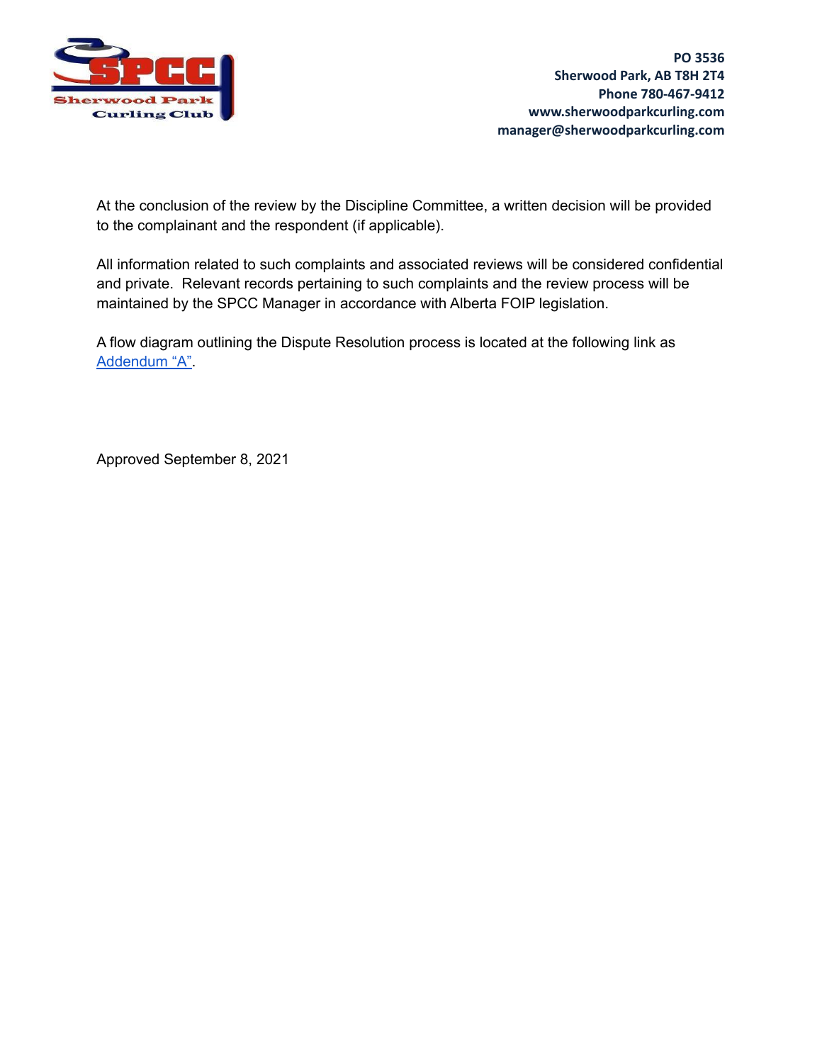At the conclusion of the review by the Discipline Committee, a written decision will be provided to the complainant and the respondent (if applicable).

All information related to such complaints and associated reviews will be considered confidential and private. Relevant records pertaining to such complaints and the review process will be maintained by the SPCC Manager in accordance with Alberta FOIP legislation.

A flow diagram outlining the Dispute Resolution process is located at the following link as Addendum "A".

Approved September 8, 2021